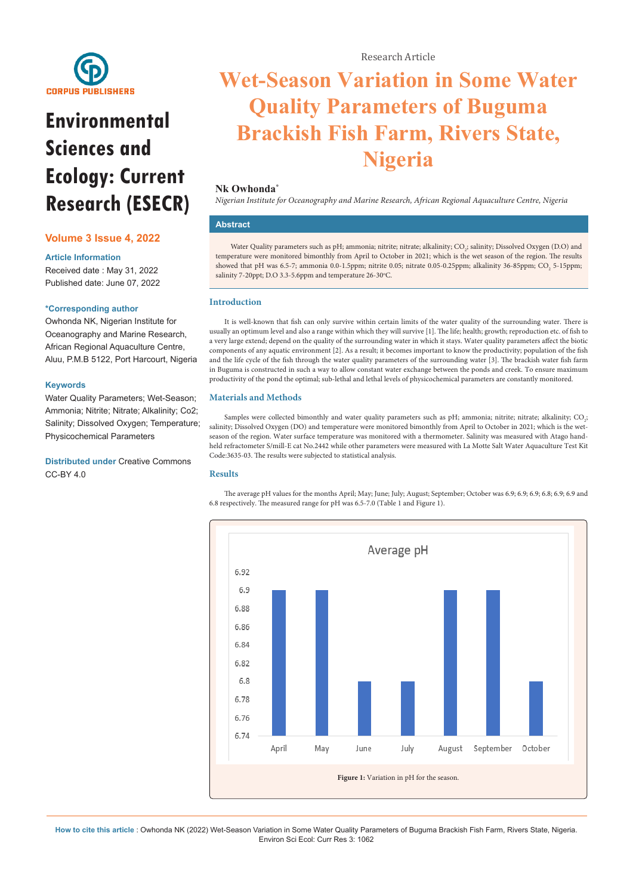Research Article

# Wet-Season Variation in Some Water Quality Parameters of Buguma Brackish Fish Farm, Rivers State, Nigeria

**Nk Owonda***

*Nigerian Institute for Oceanography and Marine Research, African Regional Aquaculture Centre, Nigeria*

**Environmental Sciences and Ecology: Current Research (ESECR)**

**Volume 3 Issue 4, 2022**

**Article Information**

Received date : May 31, 2022
Published date: June 07, 2022

**\*Corresponding author**

Owhonda NK, Nigerian Institute for Oceanography and Marine Research, African Regional Aquaculture Centre, Aluu, P.M.B 5122, Port Harcourt, Nigeria

**Keywords**

Water Quality Parameters; Wet-Season; Ammonia; Nitrite; Nitrate; Alkalinity; Co2; Salinity; Dissolved Oxygen; Temperature; Physicochemical Parameters

**Distributed under** Creative Commons CC-BY 4.0

## Abstract

Water Quality parameters such as pH; ammonia; nitrite; nitrate; alkalinity; $CO_2$; salinity; Dissolved Oxygen (D.O) and temperature were monitored bimonthly from April to October in 2021; which is the wet season of the region. The results showed that pH was 6.5-7; ammonia 0.0-1.5ppm; nitrite 0.05; nitrate 0.05-0.25ppm; alkalinity 36-85ppm; $CO_2$ 5-15ppm; salinity 7-20ppt; D.O 3.3-5.6ppm and temperature 26-30°C.

## Introduction

It is well-known that fish can only survive within certain limits of the water quality of the surrounding water. There is usually an optimum level and also a range within which they will survive [1]. The life; health; growth; reproduction etc. of fish to a very large extend; depend on the quality of the surrounding water in which it stays. Water quality parameters affect the biotic components of any aquatic environment [2]. As a result; it becomes important to know the productivity; population of the fish and the life cycle of the fish through the water quality parameters of the surrounding water [3]. The brackish water fish farm in Buguma is constructed in such a way to allow constant water exchange between the ponds and creek. To ensure maximum productivity of the pond the optimal; sub-lethal and lethal levels of physicochemical parameters are constantly monitored.

## Materials and Methods

Samples were collected bimonthly and water quality parameters such as pH; ammonia; nitrite; nitrate; alkalinity; $CO_2$; salinity; Dissolved Oxygen (DO) and temperature were monitored bimonthly from April to October in 2021; which is the wet-season of the region. Water surface temperature was monitored with a thermometer. Salinity was measured with Atago hand-held refractometer S/mill-E cat No.2442 while other parameters were measured with La Motte Salt Water Aquaculture Test Kit Code:3635-03. The results were subjected to statistical analysis.

## Results

The average pH values for the months April; May; June; July; August; September; October was 6.9; 6.9; 6.9; 6.8; 6.9; 6.9 and 6.8 respectively. The measured range for pH was 6.5-7.0 (Table 1 and Figure 1).

**Figure 1:** Variation in pH for the season.

**How to cite this article** : Owhonda NK (2022) Wet-Season Variation in Some Water Quality Parameters of Buguma Brackish Fish Farm, Rivers State, Nigeria. Environ Sci Ecol: Curr Res 3: 1062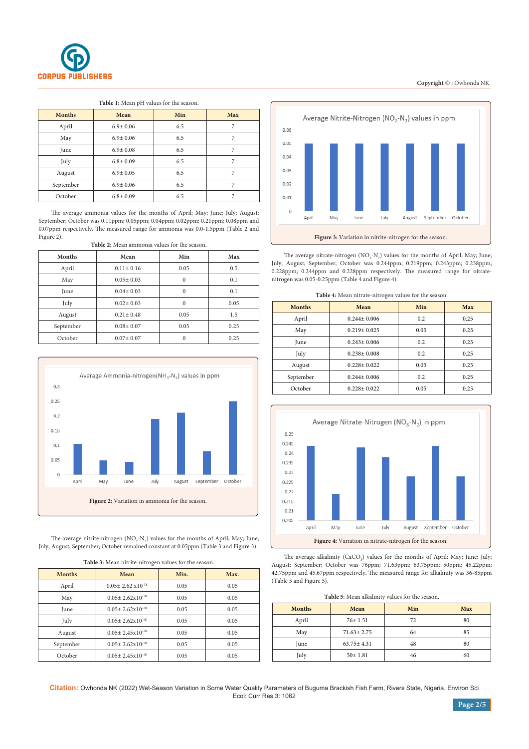**Table 1:** Mean pH values for the season.

| Months | Mean | Min | Max |
|---|---|---|---|
| April | 6.9± 0.06 | 6.5 | 7 |
| May | 6.9± 0.06 | 6.5 | 7 |
| June | 6.9± 0.08 | 6.5 | 7 |
| July | 6.8± 0.09 | 6.5 | 7 |
| August | 6.9± 0.05 | 6.5 | 7 |
| September | 6.9± 0.06 | 6.5 | 7 |
| October | 6.8± 0.09 | 6.5 | 7 |

The average ammonia values for the months of April; May; June; July; August; September; October was 0.11ppm; 0.05ppm; 0.04ppm; 0.02ppm; 0.21ppm; 0.08ppm and 0.07ppm respectively. The measured range for ammonia was 0.0-1.5ppm (Table 2 and Figure 2).

**Table 2:** Mean ammonia values for the season.

| Months | Mean | Min | Max |
|---|---|---|---|
| April | 0.11± 0.16 | 0.05 | 0.5 |
| May | 0.05± 0.03 | 0 | 0.1 |
| June | 0.04± 0.03 | 0 | 0.1 |
| July | 0.02± 0.03 | 0 | 0.05 |
| August | 0.21± 0.48 | 0.05 | 1.5 |
| September | 0.08± 0.07 | 0.05 | 0.25 |
| October | 0.07± 0.07 | 0 | 0.25 |

**Figure 2:** Variation in ammonia for the season.

The average nitrite-nitrogen ($NO_2$-$N_2$) values for the months of April; May; June; July; August; September; October remained constant at 0.05ppm (Table 3 and Figure 3).

**Table 3:** Mean nitrite-nitrogen values for the season.

| Months | Mean | Min. | Max. |
|---|---|---|---|
| April | 0.05± 2.62 x$10^{-18}$ | 0.05 | 0.05 |
| May | 0.05± 2.62x$10^{-18}$ | 0.05 | 0.05 |
| June | 0.05± 2.62x$10^{-18}$ | 0.05 | 0.05 |
| July | 0.05± 2.62x$10^{-18}$ | 0.05 | 0.05 |
| August | 0.05± 2.45x$10^{-18}$ | 0.05 | 0.05 |
| September | 0.05± 2.62x$10^{-18}$ | 0.05 | 0.05 |
| October | 0.05± 2.45x$10^{-18}$ | 0.05 | 0.05 |

**Figure 3:** Variation in nitrite-nitrogen for the season.

The average nitrate-nitrogen ($NO_3$-$N_2$) values for the months of April; May; June; July; August; September; October was 0.244ppm; 0.219ppm; 0.243ppm; 0.238ppm; 0.228ppm; 0.244ppm and 0.228ppm respectively. The measured range for nitrate-nitrogen was 0.05-0.25ppm (Table 4 and Figure 4).

**Table 4:** Mean nitrate-nitrogen values for the season.

| Months | Mean | Min | Max |
|---|---|---|---|
| April | 0.244± 0.006 | 0.2 | 0.25 |
| May | 0.219± 0.025 | 0.05 | 0.25 |
| June | 0.243± 0.006 | 0.2 | 0.25 |
| July | 0.238± 0.008 | 0.2 | 0.25 |
| August | 0.228± 0.022 | 0.05 | 0.25 |
| September | 0.244± 0.006 | 0.2 | 0.25 |
| October | 0.228± 0.022 | 0.05 | 0.25 |

**Figure 4:** Variation in nitrate-nitrogen for the season.

The average alkalinity ($CaCO_3$) values for the months of April; May; June; July; August; September; October was 76ppm; 71.63ppm; 63.75ppm; 50ppm; 45.22ppm; 42.75ppm and 45.67ppm respectively. The measured range for alkalinity was 36-85ppm (Table 5 and Figure 5).

**Table 5**: Mean alkalinity values for the season.

| Months | Mean | Min | Max |
|---|---|---|---|
| April | 76± 1.51 | 72 | 80 |
| May | 71.63± 2.75 | 64 | 85 |
| June | 63.75± 4.31 | 48 | 80 |
| July | 50± 1.81 | 46 | 60 |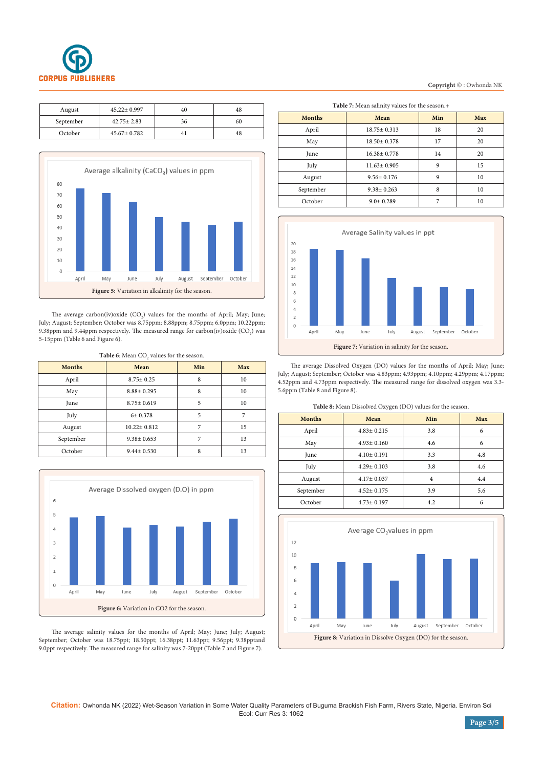| August | 45.22± 0.997 | 40 | 48 |
|---|---|---|---|
| September | 42.75± 2.83 | 36 | 60 |
| October | 45.67± 0.782 | 41 | 48 |

**Figure 5:** Variation in alkalinity for the season.

The average carbon(iv)oxide ($CO_2$) values for the months of April; May; June; July; August; September; October was 8.75ppm; 8.88ppm; 8.75ppm; 6.0ppm; 10.22ppm; 9.38ppm and 9.44ppm respectively. The measured range for carbon(iv)oxide ($CO_2$) was 5-15ppm (Table 6 and Figure 6).

**Table 6**: Mean $CO_2$ values for the season.

| Months | Mean | Min | Max |
|---|---|---|---|
| April | 8.75± 0.25 | 8 | 10 |
| May | 8.88± 0.295 | 8 | 10 |
| June | 8.75± 0.619 | 5 | 10 |
| July | 6± 0.378 | 5 | 7 |
| August | 10.22± 0.812 | 7 | 15 |
| September | 9.38± 0.653 | 7 | 13 |
| October | 9.44± 0.530 | 8 | 13 |

**Figure 6:** Variation in CO2 for the season.

The average salinity values for the months of April; May; June; July; August; September; October was 18.75ppt; 18.50ppt; 16.38ppt; 11.63ppt; 9.56ppt; 9.38pptand 9.0ppt respectively. The measured range for salinity was 7-20ppt (Table 7 and Figure 7).

**Table 7**: Mean salinity values for the season.+

| Months | Mean | Min | Max |
|---|---|---|---|
| April | 18.75± 0.313 | 18 | 20 |
| May | 18.50± 0.378 | 17 | 20 |
| June | 16.38± 0.778 | 14 | 20 |
| July | 11.63± 0.905 | 9 | 15 |
| August | 9.56± 0.176 | 9 | 10 |
| September | 9.38± 0.263 | 8 | 10 |
| October | 9.0± 0.289 | 7 | 10 |

**Figure 7:** Variation in salinity for the season.

The average Dissolved Oxygen (DO) values for the months of April; May; June; July; August; September; October was 4.83ppm; 4.93ppm; 4.10ppm; 4.29ppm; 4.17ppm; 4.52ppm and 4.73ppm respectively. The measured range for dissolved oxygen was 3.3-5.6ppm (Table 8 and Figure 8).

**Table 8:** Mean Dissolved Oxygen (DO) values for the season.

| Months | Mean | Min | Max |
|---|---|---|---|
| April | 4.83± 0.215 | 3.8 | 6 |
| May | 4.93± 0.160 | 4.6 | 6 |
| June | 4.10± 0.191 | 3.3 | 4.8 |
| July | 4.29± 0.103 | 3.8 | 4.6 |
| August | 4.17± 0.037 | 4 | 4.4 |
| September | 4.52± 0.175 | 3.9 | 5.6 |
| October | 4.73± 0.197 | 4.2 | 6 |

**Figure 8:** Variation in Dissolve Oxygen (DO) for the season.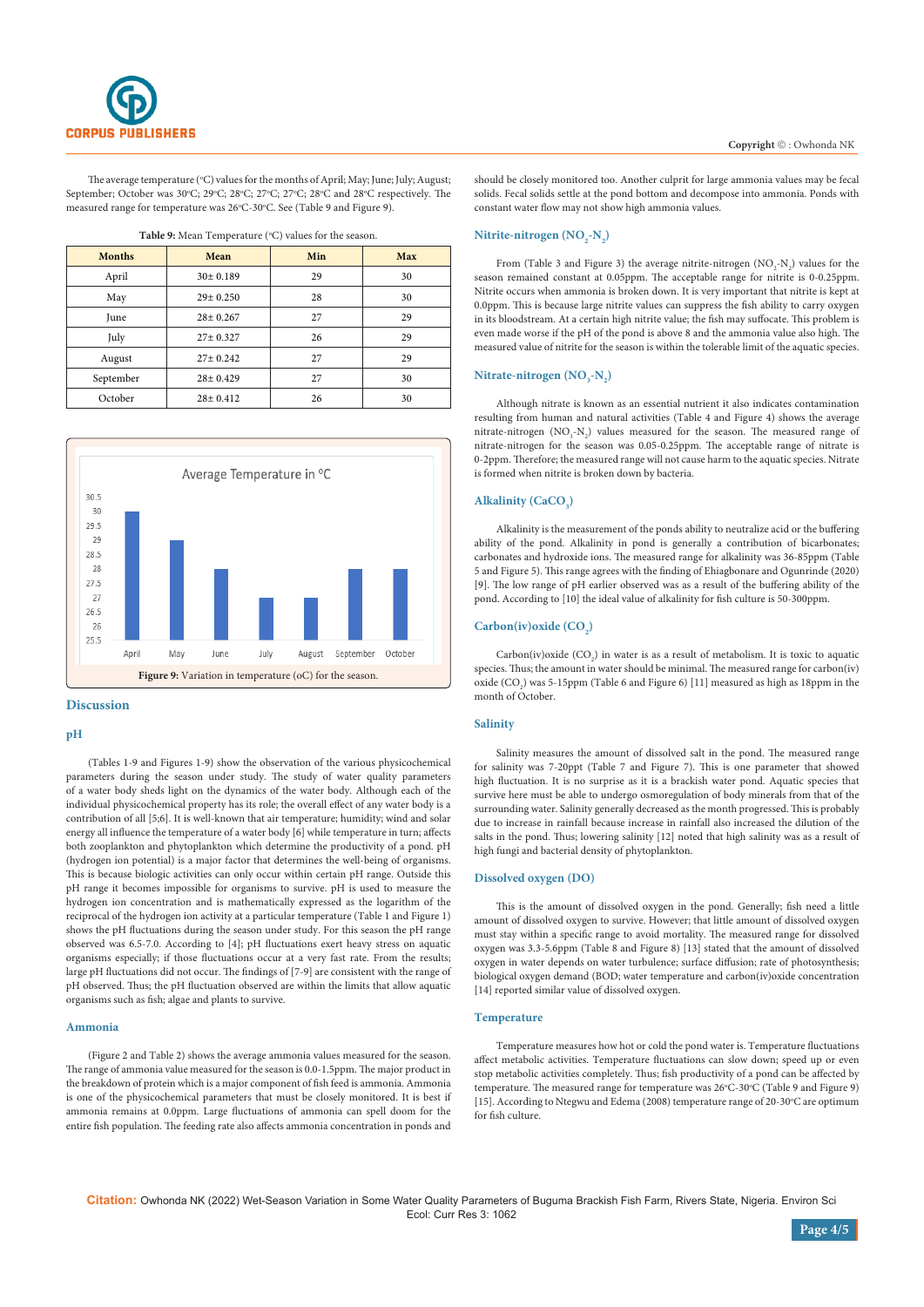The average temperature (°C) values for the months of April; May; June; July; August; September; October was 30°C; 29°C; 28°C; 27°C; 27°C; 28°C and 28°C respectively. The measured range for temperature was 26°C-30°C. See (Table 9 and Figure 9).

**Table 9:** Mean Temperature (°C) values for the season.

| Months | Mean | Min | Max |
|---|---|---|---|
| April | 30± 0.189 | 29 | 30 |
| May | 29± 0.250 | 28 | 30 |
| June | 28± 0.267 | 27 | 29 |
| July | 27± 0.327 | 26 | 29 |
| August | 27± 0.242 | 27 | 29 |
| September | 28± 0.429 | 27 | 30 |
| October | 28± 0.412 | 26 | 30 |

**Figure 9:** Variation in temperature (oC) for the season.

## Discussion

### pH

(Tables 1-9 and Figures 1-9) show the observation of the various physicochemical parameters during the season under study. The study of water quality parameters of a water body sheds light on the dynamics of the water body. Although each of the individual physicochemical property has its role; the overall effect of any water body is a contribution of all [5;6]. It is well-known that air temperature; humidity; wind and solar energy all influence the temperature of a water body [6] while temperature in turn; affects both zooplankton and phytoplankton which determine the productivity of a pond. pH (hydrogen ion potential) is a major factor that determines the well-being of organisms. This is because biologic activities can only occur within certain pH range. Outside this pH range it becomes impossible for organisms to survive. pH is used to measure the hydrogen ion concentration and is mathematically expressed as the logarithm of the reciprocal of the hydrogen ion activity at a particular temperature (Table 1 and Figure 1) shows the pH fluctuations during the season under study. For this season the pH range observed was 6.5-7.0. According to [4]; pH fluctuations exert heavy stress on aquatic organisms especially; if those fluctuations occur at a very fast rate. From the results; large pH fluctuations did not occur. The findings of [7-9] are consistent with the range of pH observed. Thus; the pH fluctuation observed are within the limits that allow aquatic organisms such as fish; algae and plants to survive.

### Ammonia

(Figure 2 and Table 2) shows the average ammonia values measured for the season. The range of ammonia value measured for the season is 0.0-1.5ppm. The major product in the breakdown of protein which is a major component of fish feed is ammonia. Ammonia is one of the physicochemical parameters that must be closely monitored. It is best if ammonia remains at 0.0ppm. Large fluctuations of ammonia can spell doom for the entire fish population. The feeding rate also affects ammonia concentration in ponds and should be closely monitored too. Another culprit for large ammonia values may be fecal solids. Fecal solids settle at the pond bottom and decompose into ammonia. Ponds with constant water flow may not show high ammonia values.

### Nitrite-nitrogen ($NO_2$-$N_2$)

From (Table 3 and Figure 3) the average nitrite-nitrogen ($NO_2$-$N_2$) values for the season remained constant at 0.05ppm. The acceptable range for nitrite is 0-0.25ppm. Nitrite occurs when ammonia is broken down. It is very important that nitrite is kept at 0.0ppm. This is because large nitrite values can suppress the fish ability to carry oxygen in its bloodstream. At a certain high nitrite value; the fish may suffocate. This problem is even made worse if the pH of the pond is above 8 and the ammonia value also high. The measured value of nitrite for the season is within the tolerable limit of the aquatic species.

### Nitrate-nitrogen ($NO_3$-$N_2$)

Although nitrate is known as an essential nutrient it also indicates contamination resulting from human and natural activities (Table 4 and Figure 4) shows the average nitrate-nitrogen ($NO_3$-$N_2$) values measured for the season. The measured range of nitrate-nitrogen for the season was 0.05-0.25ppm. The acceptable range of nitrate is 0-2ppm. Therefore; the measured range will not cause harm to the aquatic species. Nitrate is formed when nitrite is broken down by bacteria.

### Alkalinity ($CaCO_3$)

Alkalinity is the measurement of the ponds ability to neutralize acid or the buffering ability of the pond. Alkalinity in pond is generally a contribution of bicarbonates; carbonates and hydroxide ions. The measured range for alkalinity was 36-85ppm (Table 5 and Figure 5). This range agrees with the finding of Ehiagbonare and Ogunrinde (2020) [9]. The low range of pH earlier observed was as a result of the buffering ability of the pond. According to [10] the ideal value of alkalinity for fish culture is 50-300ppm.

### Carbon(iv)oxide ($CO_2$)

Carbon(iv)oxide ($CO_2$) in water is as a result of metabolism. It is toxic to aquatic species. Thus; the amount in water should be minimal. The measured range for carbon(iv) oxide ($CO_2$) was 5-15ppm (Table 6 and Figure 6) [11] measured as high as 18ppm in the month of October.

### Salinity

Salinity measures the amount of dissolved salt in the pond. The measured range for salinity was 7-20ppt (Table 7 and Figure 7). This is one parameter that showed high fluctuation. It is no surprise as it is a brackish water pond. Aquatic species that survive here must be able to undergo osmoregulation of body minerals from that of the surrounding water. Salinity generally decreased as the month progressed. This is probably due to increase in rainfall because increase in rainfall also increased the dilution of the salts in the pond. Thus; lowering salinity [12] noted that high salinity was as a result of high fungi and bacterial density of phytoplankton.

### Dissolved oxygen (DO)

This is the amount of dissolved oxygen in the pond. Generally; fish need a little amount of dissolved oxygen to survive. However; that little amount of dissolved oxygen must stay within a specific range to avoid mortality. The measured range for dissolved oxygen was 3.3-5.6ppm (Table 8 and Figure 8) [13] stated that the amount of dissolved oxygen in water depends on water turbulence; surface diffusion; rate of photosynthesis; biological oxygen demand (BOD; water temperature and carbon(iv)oxide concentration [14] reported similar value of dissolved oxygen.

### Temperature

Temperature measures how hot or cold the pond water is. Temperature fluctuations affect metabolic activities. Temperature fluctuations can slow down; speed up or even stop metabolic activities completely. Thus; fish productivity of a pond can be affected by temperature. The measured range for temperature was 26°C-30°C (Table 9 and Figure 9) [15]. According to Ntegwu and Edema (2008) temperature range of 20-30°C are optimum for fish culture.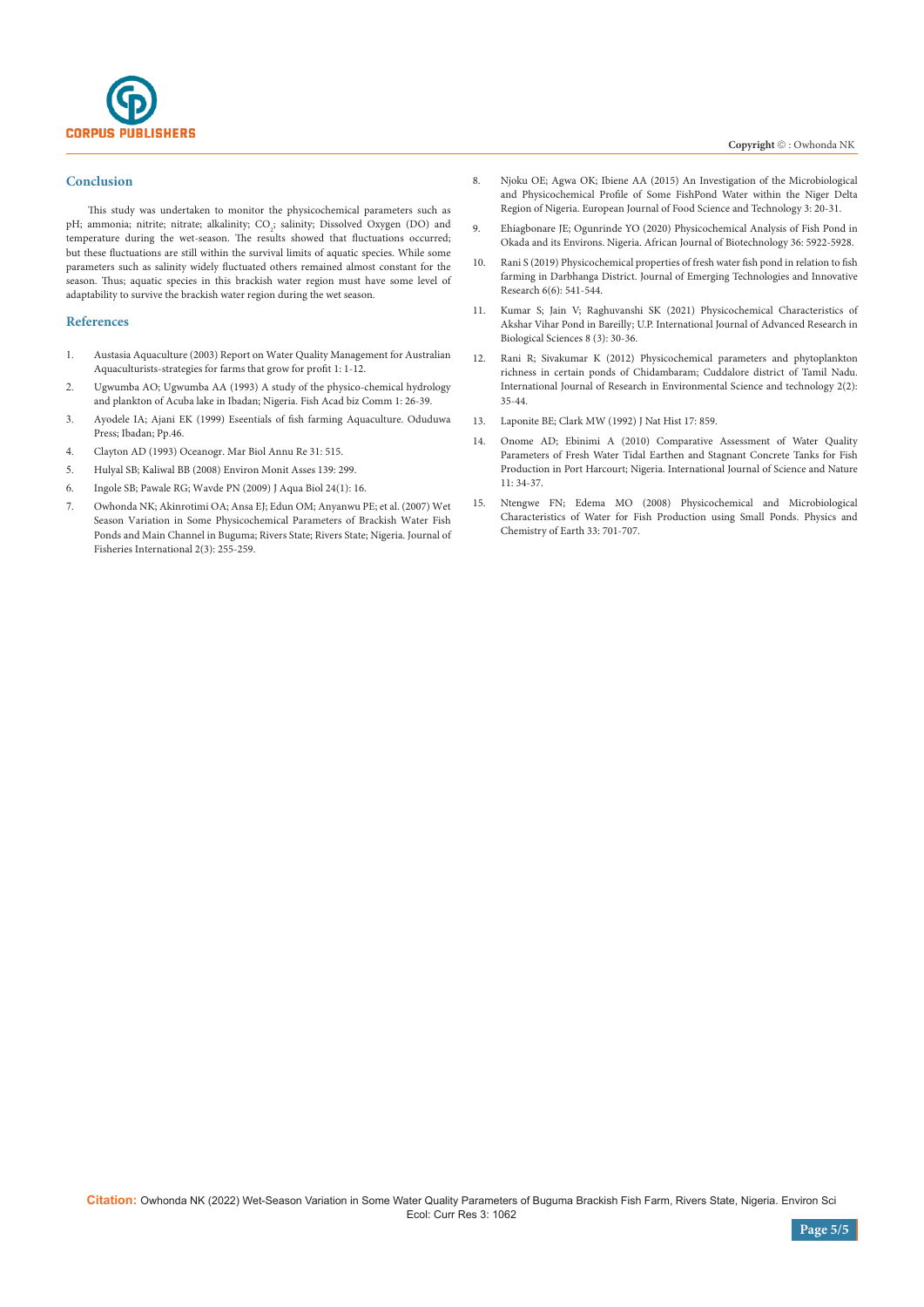## Conclusion

This study was undertaken to monitor the physicochemical parameters such as pH; ammonia; nitrite; nitrate; alkalinity; $CO_2$; salinity; Dissolved Oxygen (DO) and temperature during the wet-season. The results showed that fluctuations occurred; but these fluctuations are still within the survival limits of aquatic species. While some parameters such as salinity widely fluctuated others remained almost constant for the season. Thus; aquatic species in this brackish water region must have some level of adaptability to survive the brackish water region during the wet season.

## References

1. Austasia Aquaculture (2003) Report on Water Quality Management for Australian Aquaculturists-strategies for farms that grow for profit 1: 1-12.
2. Ugwumba AO; Ugwumba AA (1993) A study of the physico-chemical hydrology and plankton of Acuba lake in Ibadan; Nigeria. Fish Acad biz Comm 1: 26-39.
3. Ayodele IA; Ajani EK (1999) Eseentials of fish farming Aquaculture. Oduduwa Press; Ibadan; Pp.46.
4. Clayton AD (1993) Oceanogr. Mar Biol Annu Re 31: 515.
5. Hulyal SB; Kaliwal BB (2008) Environ Monit Asses 139: 299.
6. Ingole SB; Pawale RG; Wavde PN (2009) J Aqua Biol 24(1): 16.
7. Owhonda NK; Akinrotimi OA; Ansa EJ; Edun OM; Anyanwu PE; et al. (2007) Wet Season Variation in Some Physicochemical Parameters of Brackish Water Fish Ponds and Main Channel in Buguma; Rivers State; Rivers State; Nigeria. Journal of Fisheries International 2(3): 255-259.
8. Njoku OE; Agwa OK; Ibiene AA (2015) An Investigation of the Microbiological and Physicochemical Profile of Some FishPond Water within the Niger Delta Region of Nigeria. European Journal of Food Science and Technology 3: 20-31.
9. Ehiagbonare JE; Ogunrinde YO (2020) Physicochemical Analysis of Fish Pond in Okada and its Environs. Nigeria. African Journal of Biotechnology 36: 5922-5928.
10. Rani S (2019) Physicochemical properties of fresh water fish pond in relation to fish farming in Darbhanga District. Journal of Emerging Technologies and Innovative Research 6(6): 541-544.
11. Kumar S; Jain V; Raghuvanshi SK (2021) Physicochemical Characteristics of Akshar Vihar Pond in Bareilly; U.P. International Journal of Advanced Research in Biological Sciences 8 (3): 30-36.
12. Rani R; Sivakumar K (2012) Physicochemical parameters and phytoplankton richness in certain ponds of Chidambaram; Cuddalore district of Tamil Nadu. International Journal of Research in Environmental Science and technology 2(2): 35-44.
13. Laponite BE; Clark MW (1992) J Nat Hist 17: 859.
14. Onome AD; Ebinimi A (2010) Comparative Assessment of Water Quality Parameters of Fresh Water Tidal Earthen and Stagnant Concrete Tanks for Fish Production in Port Harcourt; Nigeria. International Journal of Science and Nature 11: 34-37.
15. Ntengwe FN; Edema MO (2008) Physicochemical and Microbiological Characteristics of Water for Fish Production using Small Ponds. Physics and Chemistry of Earth 33: 701-707.